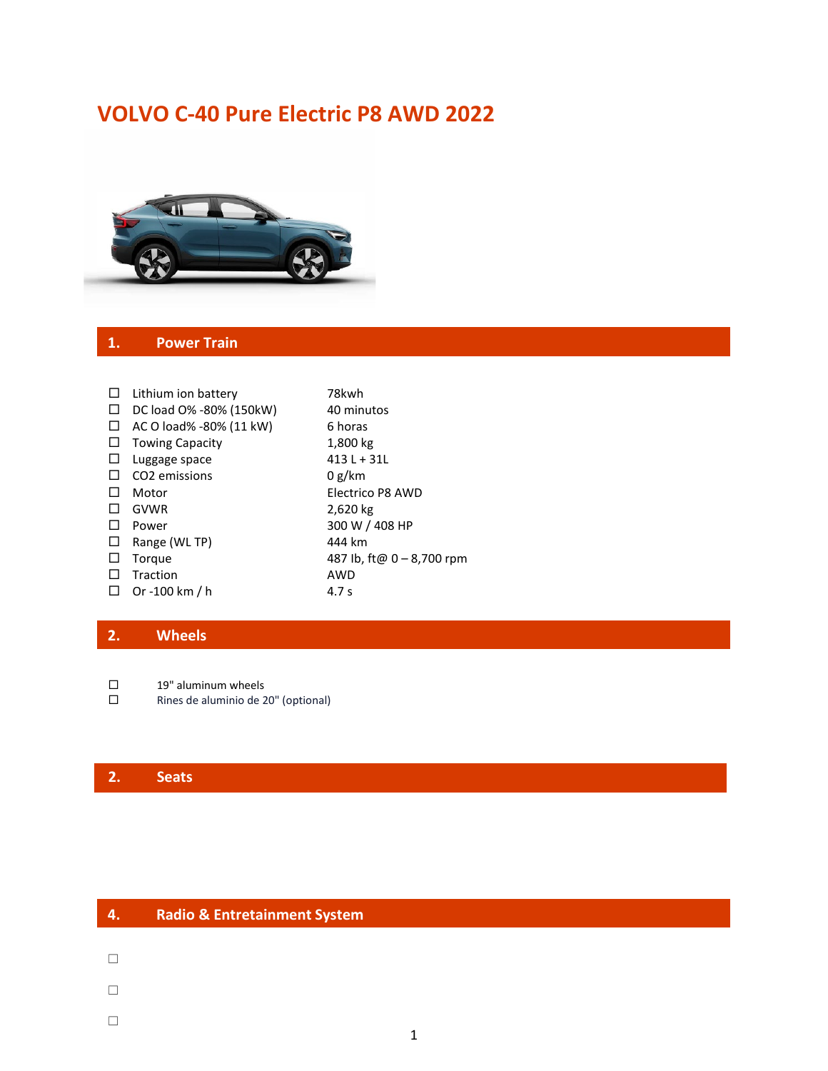# VOLVO C-40 Pure Electric P8 AWD 2022

## 1. Power Train

| | |
|---|---|
| ☐ Lithium ion battery | 78kwh |
| ☐ DC load O% -80% (150kW) | 40 minutos |
| ☐ AC O load% -80% (11 kW) | 6 horas |
| ☐ Towing Capacity | 1,800 kg |
| ☐ Luggage space | 413 L + 31L |
| ☐ $CO_2$ emissions | 0 g/km |
| ☐ Motor | Electrico P8 AWD |
| ☐ GVWR | 2,620 kg |
| ☐ Power | 300 W / 408 HP |
| ☐ Range (WL TP) | 444 km |
| ☐ Torque | 487 Ib, ft@ 0 – 8,700 rpm |
| ☐ Traction | AWD |
| ☐ Or -100 km / h | 4.7 s |

## 2. Wheels

- ☐ 19" aluminum wheels
- ☐ Rines de aluminio de 20" (optional)

## 2. Seats

## 4. Radio & Entretainment System

- ☐
- ☐
- ☐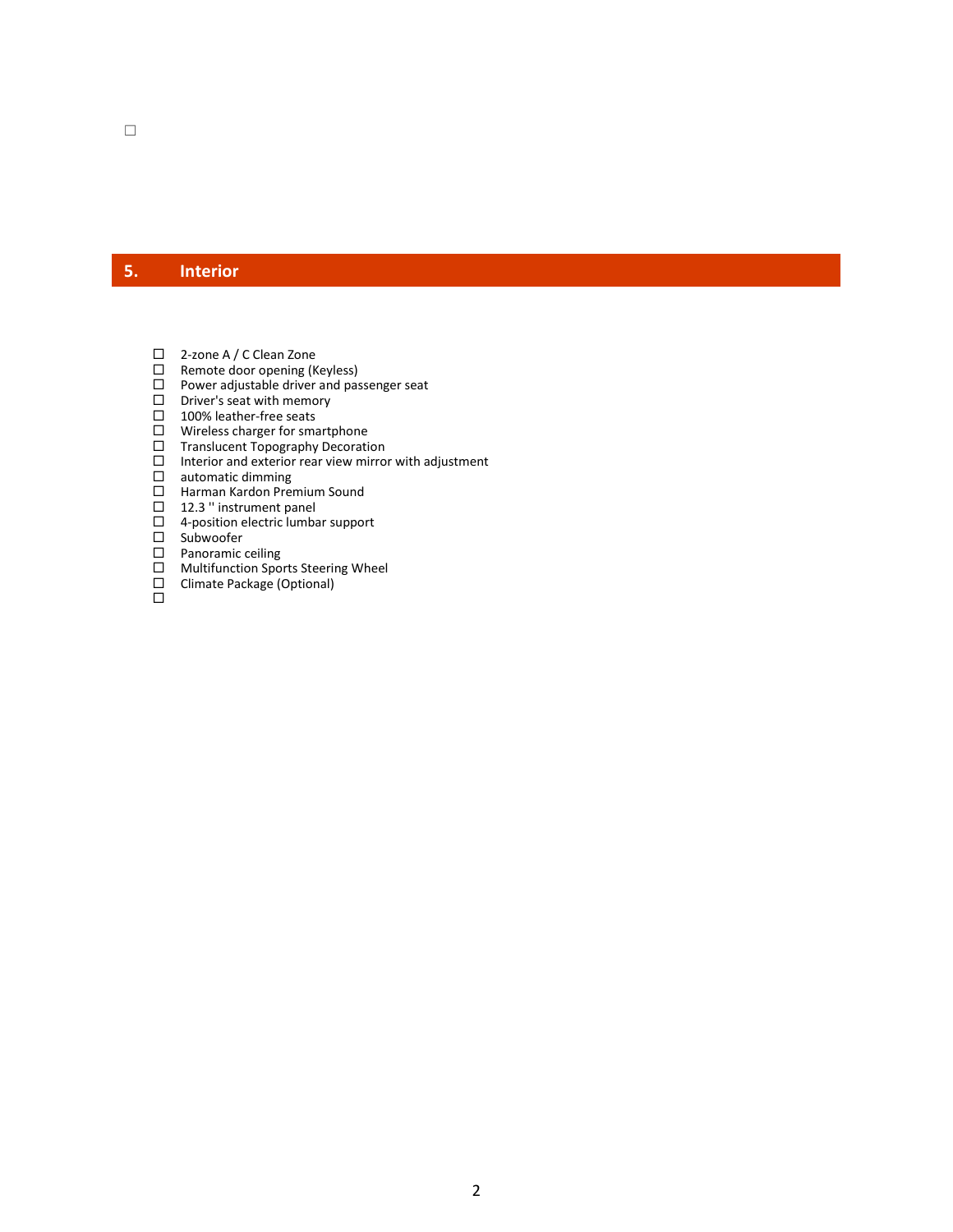## 5. Interior

- 2-zone A / C Clean Zone
- Remote door opening (Keyless)
- Power adjustable driver and passenger seat
- Driver's seat with memory
- 100% leather-free seats
- Wireless charger for smartphone
- Translucent Topography Decoration
- Interior and exterior rear view mirror with adjustment
- automatic dimming
- Harman Kardon Premium Sound
- 12.3 '' instrument panel
- 4-position electric lumbar support
- Subwoofer
- Panoramic ceiling
- Multifunction Sports Steering Wheel
- Climate Package (Optional)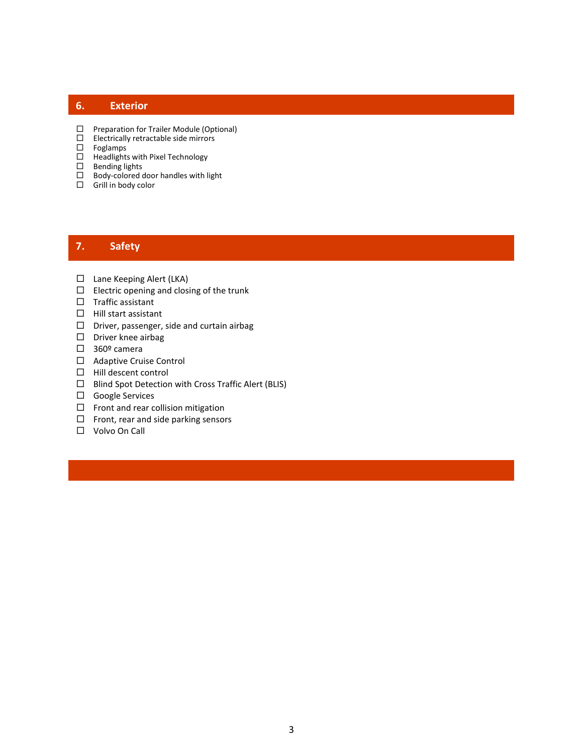## 6. Exterior

- ☐ Preparation for Trailer Module (Optional)
- ☐ Electrically retractable side mirrors
- ☐ Foglamps
- ☐ Headlights with Pixel Technology
- ☐ Bending lights
- ☐ Body-colored door handles with light
- ☐ Grill in body color

## 7. Safety

- ☐ Lane Keeping Alert (LKA)
- ☐ Electric opening and closing of the trunk
- ☐ Traffic assistant
- ☐ Hill start assistant
- ☐ Driver, passenger, side and curtain airbag
- ☐ Driver knee airbag
- ☐ 360º camera
- ☐ Adaptive Cruise Control
- ☐ Hill descent control
- ☐ Blind Spot Detection with Cross Traffic Alert (BLIS)
- ☐ Google Services
- ☐ Front and rear collision mitigation
- ☐ Front, rear and side parking sensors
- ☐ Volvo On Call